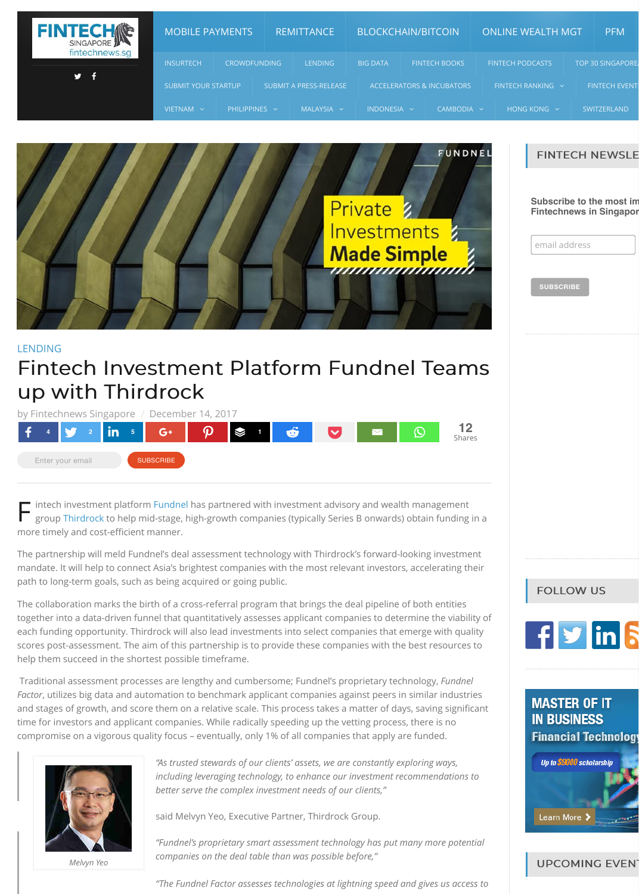LENDING

# Fintech Investment Platform Fundnel Teams up with Thirdrock

by Fintechnews Singapore / December 14, 2017

Fintech investment platform Fundnel has partnered with investment advisory and wealth management group Thirdrock to help mid-stage, high-growth companies (typically Series B onwards) obtain funding in a more timely and cost-efficient manner.

The partnership will meld Fundnel's deal assessment technology with Thirdrock's forward-looking investment mandate. It will help to connect Asia's brightest companies with the most relevant investors, accelerating their path to long-term goals, such as being acquired or going public.

The collaboration marks the birth of a cross-referral program that brings the deal pipeline of both entities together into a data-driven funnel that quantitatively assesses applicant companies to determine the viability of each funding opportunity. Thirdrock will also lead investments into select companies that emerge with quality scores post-assessment. The aim of this partnership is to provide these companies with the best resources to help them succeed in the shortest possible timeframe.

Traditional assessment processes are lengthy and cumbersome; Fundnel's proprietary technology, *Fundnel Factor*, utilizes big data and automation to benchmark applicant companies against peers in similar industries and stages of growth, and score them on a relative scale. This process takes a matter of days, saving significant time for investors and applicant companies. While radically speeding up the vetting process, there is no compromise on a vigorous quality focus – eventually, only 1% of all companies that apply are funded.

*Melvyn Yeo*

> *"As trusted stewards of our clients' assets, we are constantly exploring ways, including leveraging technology, to enhance our investment recommendations to better serve the complex investment needs of our clients,"*
>
> said Melvyn Yeo, Executive Partner, Thirdrock Group.
>
> *"Fundnel's proprietary smart assessment technology has put many more potential companies on the deal table than was possible before,"*
>
> *"The Fundnel Factor assesses technologies at lightning speed and gives us access to*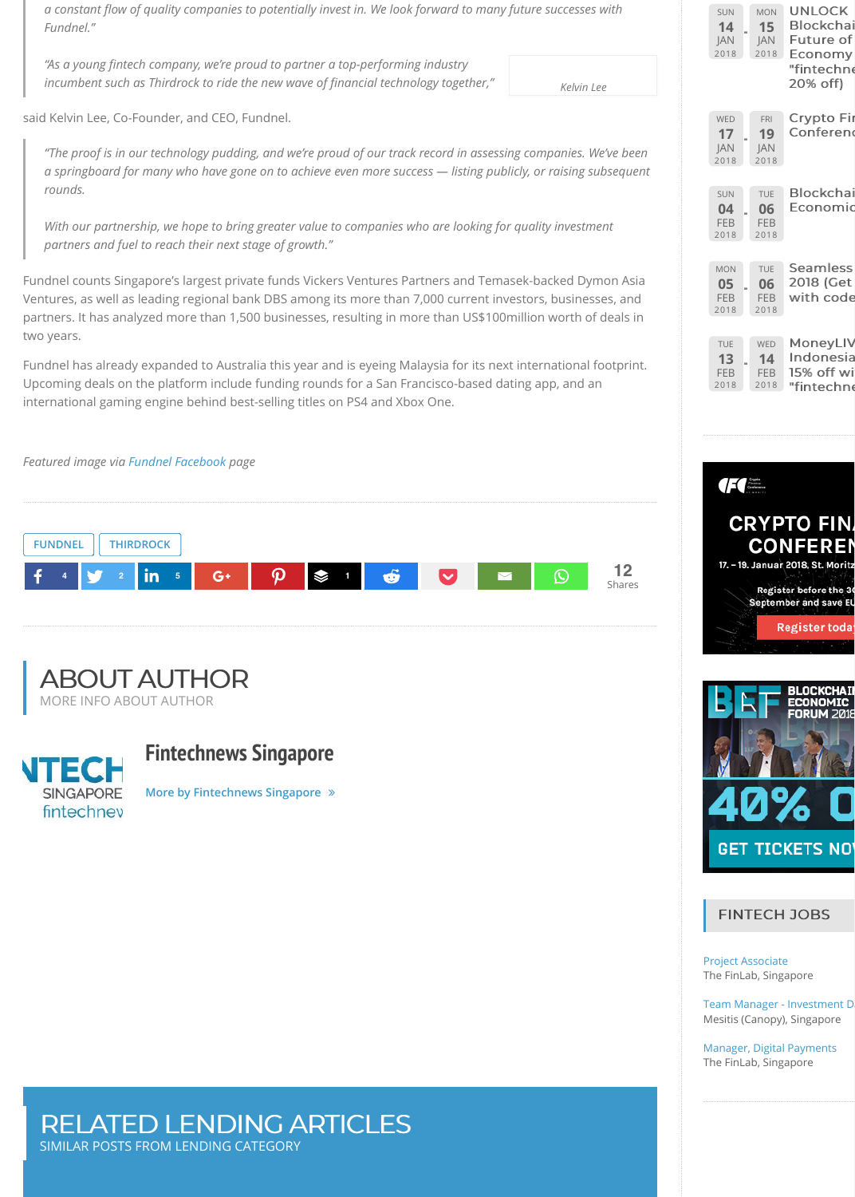*a constant flow of quality companies to potentially invest in. We look forward to many future successes with Fundnel."*

*"As a young fintech company, we're proud to partner a top-performing industry incumbent such as Thirdrock to ride the new wave of financial technology together,"*

Kelvin Lee

said Kelvin Lee, Co-Founder, and CEO, Fundnel.

> *"The proof is in our technology pudding, and we're proud of our track record in assessing companies. We've been a springboard for many who have gone on to achieve even more success — listing publicly, or raising subsequent rounds.*
>
> *With our partnership, we hope to bring greater value to companies who are looking for quality investment partners and fuel to reach their next stage of growth."*

Fundnel counts Singapore's largest private funds Vickers Ventures Partners and Temasek-backed Dymon Asia Ventures, as well as leading regional bank DBS among its more than 7,000 current investors, businesses, and partners. It has analyzed more than 1,500 businesses, resulting in more than US$100million worth of deals in two years.

Fundnel has already expanded to Australia this year and is eyeing Malaysia for its next international footprint. Upcoming deals on the platform include funding rounds for a San Francisco-based dating app, and an international gaming engine behind best-selling titles on PS4 and Xbox One.

*Featured image via Fundnel Facebook page*

FUNDNEL THIRDROCK

4 2 5 1 12 Shares

## ABOUT AUTHOR

MORE INFO ABOUT AUTHOR

### Fintechnews Singapore

More by Fintechnews Singapore »

## RELATED LENDING ARTICLES

SIMILAR POSTS FROM LENDING CATEGORY

---

SUN 14 JAN 2018 - MON 15 JAN 2018 UNLOCK Blockchai Future of Economy "fintechne 20% off)

WED 17 JAN 2018 - FRI 19 JAN 2018 Crypto Fi Conferenc

SUN 04 FEB 2018 - TUE 06 FEB 2018 Blockchai Economic

MON 05 FEB 2018 - TUE 06 FEB 2018 Seamless 2018 (Get with code

TUE 13 FEB 2018 - WED 14 FEB 2018 MoneyLIV Indonesia 15% off wi "fintechne

### FINTECH JOBS

Project Associate
The FinLab, Singapore

Team Manager - Investment D
Mesitis (Canopy), Singapore

Manager, Digital Payments
The FinLab, Singapore